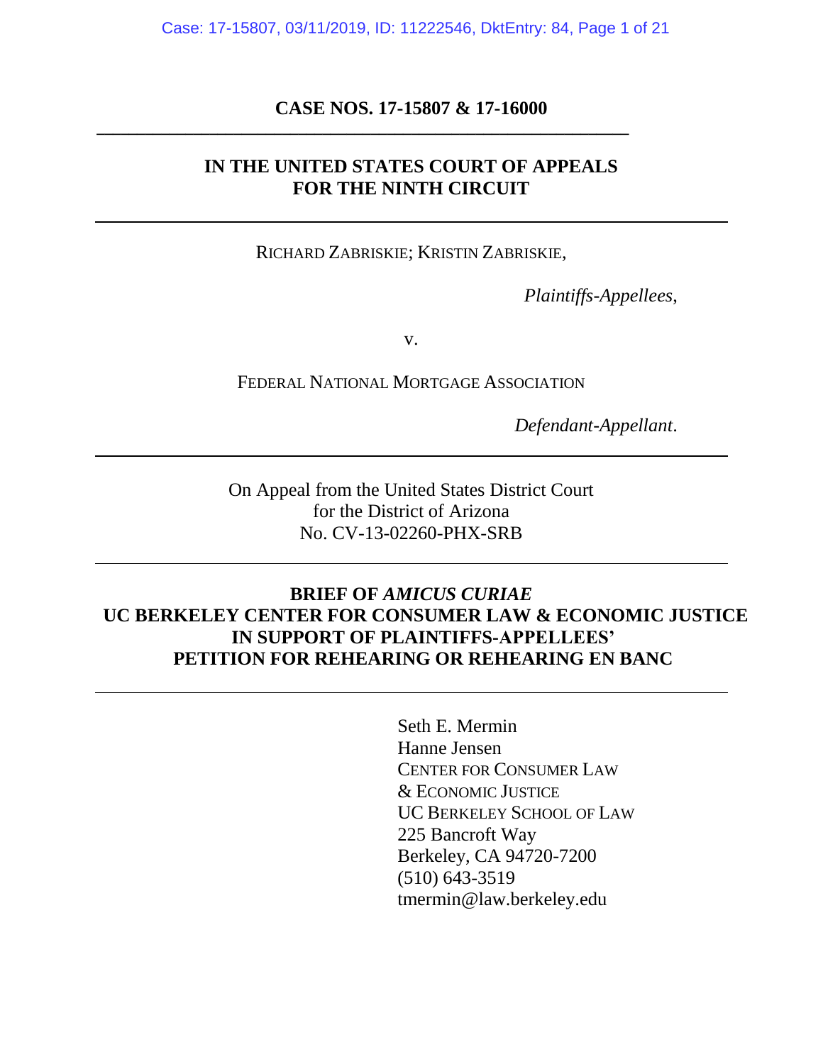**CASE NOS. 17-15807 & 17-16000**

---

**IN THE UNITED STATES COURT OF APPEALS**
**FOR THE NINTH CIRCUIT**

---

RICHARD ZABRISKIE; KRISTIN ZABRISKIE,

*Plaintiffs-Appellees*,

v.

FEDERAL NATIONAL MORTGAGE ASSOCIATION

*Defendant-Appellant*.

---

On Appeal from the United States District Court
for the District of Arizona
No. CV-13-02260-PHX-SRB

---

**BRIEF OF *AMICUS CURIAE***
**UC BERKELEY CENTER FOR CONSUMER LAW & ECONOMIC JUSTICE**
**IN SUPPORT OF PLAINTIFFS-APPELLEES'**
**PETITION FOR REHEARING OR REHEARING EN BANC**

---

Seth E. Mermin
Hanne Jensen
CENTER FOR CONSUMER LAW
& ECONOMIC JUSTICE
UC BERKELEY SCHOOL OF LAW
225 Bancroft Way
Berkeley, CA 94720-7200
(510) 643-3519
tmermin@law.berkeley.edu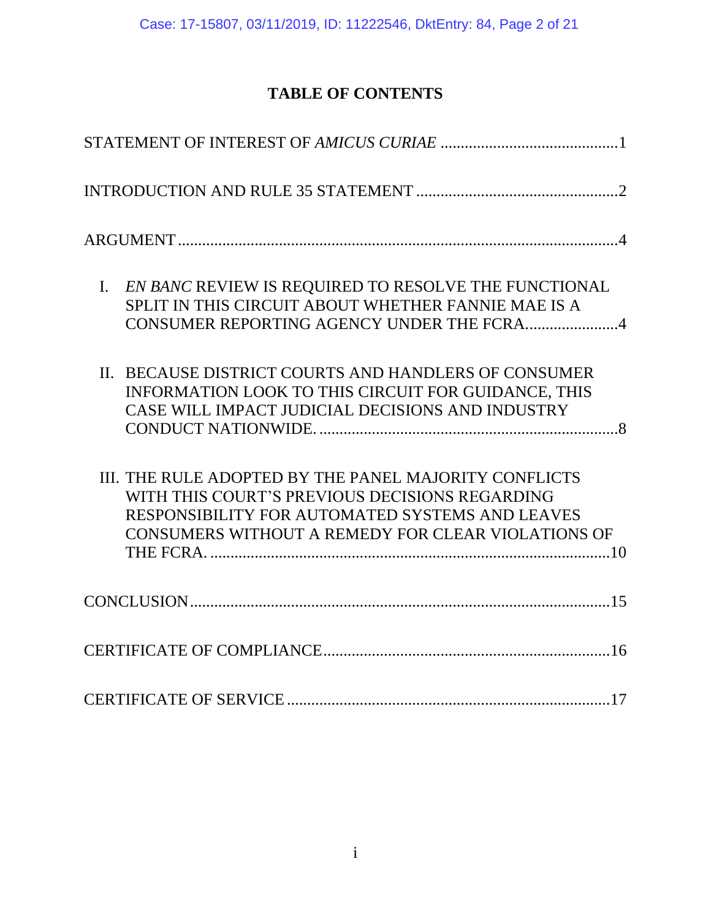# TABLE OF CONTENTS

STATEMENT OF INTEREST OF *AMICUS CURIAE* ............................................1

INTRODUCTION AND RULE 35 STATEMENT ..................................................2

ARGUMENT ............................................................................................................4

I. *EN BANC* REVIEW IS REQUIRED TO RESOLVE THE FUNCTIONAL SPLIT IN THIS CIRCUIT ABOUT WHETHER FANNIE MAE IS A CONSUMER REPORTING AGENCY UNDER THE FCRA.......................4

II. BECAUSE DISTRICT COURTS AND HANDLERS OF CONSUMER INFORMATION LOOK TO THIS CIRCUIT FOR GUIDANCE, THIS CASE WILL IMPACT JUDICIAL DECISIONS AND INDUSTRY CONDUCT NATIONWIDE. ..........................................................................8

III. THE RULE ADOPTED BY THE PANEL MAJORITY CONFLICTS WITH THIS COURT'S PREVIOUS DECISIONS REGARDING RESPONSIBILITY FOR AUTOMATED SYSTEMS AND LEAVES CONSUMERS WITHOUT A REMEDY FOR CLEAR VIOLATIONS OF THE FCRA. ....................................................................................................10

CONCLUSION .......................................................................................................15

CERTIFICATE OF COMPLIANCE .......................................................................16

CERTIFICATE OF SERVICE .................................................................................17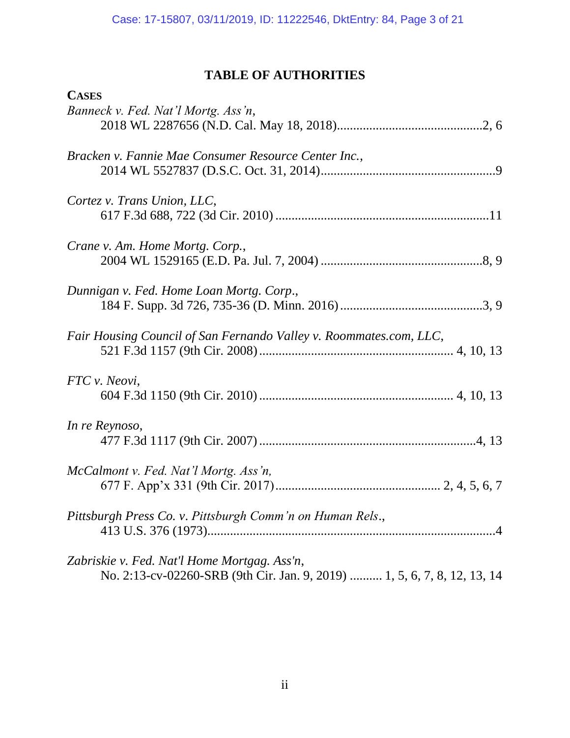# TABLE OF AUTHORITIES

**CASES**

*Banneck v. Fed. Nat'l Mortg. Ass'n*,
2018 WL 2287656 (N.D. Cal. May 18, 2018)............................................2, 6

*Bracken v. Fannie Mae Consumer Resource Center Inc.*,
2014 WL 5527837 (D.S.C. Oct. 31, 2014).....................................................9

*Cortez v. Trans Union, LLC*,
617 F.3d 688, 722 (3d Cir. 2010) .................................................................11

*Crane v. Am. Home Mortg. Corp.*,
2004 WL 1529165 (E.D. Pa. Jul. 7, 2004) .................................................8, 9

*Dunnigan v. Fed. Home Loan Mortg. Corp.*,
184 F. Supp. 3d 726, 735-36 (D. Minn. 2016)...........................................3, 9

*Fair Housing Council of San Fernando Valley v. Roommates.com, LLC*,
521 F.3d 1157 (9th Cir. 2008)......................................................... 4, 10, 13

*FTC v. Neovi*,
604 F.3d 1150 (9th Cir. 2010)......................................................... 4, 10, 13

*In re Reynoso*,
477 F.3d 1117 (9th Cir. 2007)..................................................................4, 13

*McCalmont v. Fed. Nat'l Mortg. Ass'n,*
677 F. App'x 331 (9th Cir. 2017).................................................. 2, 4, 5, 6, 7

*Pittsburgh Press Co. v. Pittsburgh Comm'n on Human Rels.*,
413 U.S. 376 (1973).......................................................................................4

*Zabriskie v. Fed. Nat'l Home Mortgag. Ass'n*,
No. 2:13-cv-02260-SRB (9th Cir. Jan. 9, 2019) .......... 1, 5, 6, 7, 8, 12, 13, 14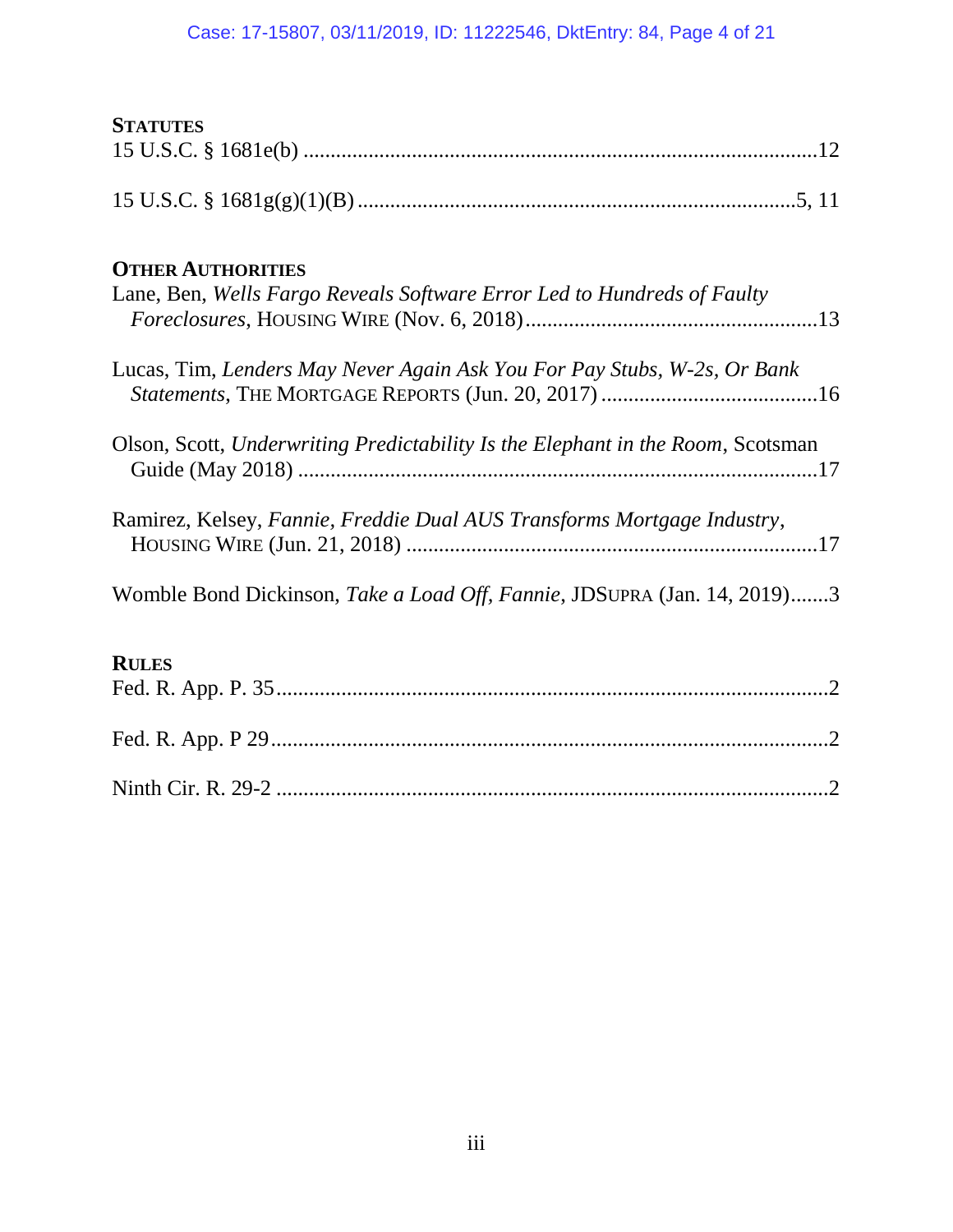**STATUTES**

15 U.S.C. § 1681e(b) ............................................................................................12

15 U.S.C. § 1681g(g)(1)(B) ................................................................................5, 11

**OTHER AUTHORITIES**

Lane, Ben, *Wells Fargo Reveals Software Error Led to Hundreds of Faulty Foreclosures*, HOUSING WIRE (Nov. 6, 2018) .....................................................13

Lucas, Tim, *Lenders May Never Again Ask You For Pay Stubs, W-2s, Or Bank Statements*, THE MORTGAGE REPORTS (Jun. 20, 2017) .......................................16

Olson, Scott, *Underwriting Predictability Is the Elephant in the Room*, Scotsman Guide (May 2018) ...............................................................................................17

Ramirez, Kelsey, *Fannie, Freddie Dual AUS Transforms Mortgage Industry*, HOUSING WIRE (Jun. 21, 2018) ..........................................................................17

Womble Bond Dickinson, *Take a Load Off, Fannie*, JDSUPRA (Jan. 14, 2019).......3

**RULES**

Fed. R. App. P. 35....................................................................................................2

Fed. R. App. P 29.....................................................................................................2

Ninth Cir. R. 29-2 ....................................................................................................2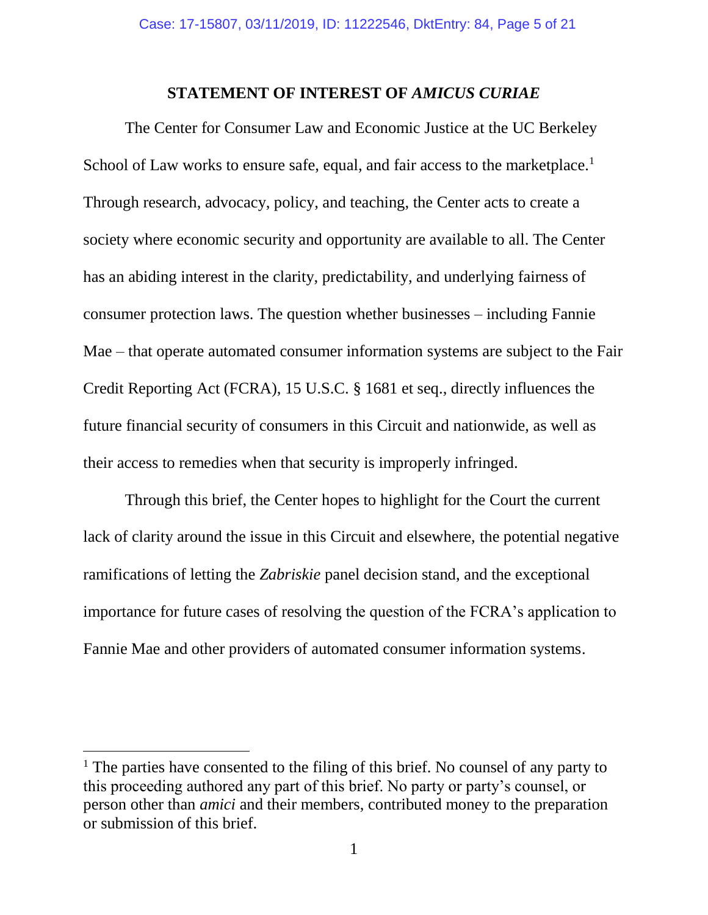## STATEMENT OF INTEREST OF *AMICUS CURIAE*

The Center for Consumer Law and Economic Justice at the UC Berkeley School of Law works to ensure safe, equal, and fair access to the marketplace.[1] Through research, advocacy, policy, and teaching, the Center acts to create a society where economic security and opportunity are available to all. The Center has an abiding interest in the clarity, predictability, and underlying fairness of consumer protection laws. The question whether businesses – including Fannie Mae – that operate automated consumer information systems are subject to the Fair Credit Reporting Act (FCRA), 15 U.S.C. § 1681 et seq., directly influences the future financial security of consumers in this Circuit and nationwide, as well as their access to remedies when that security is improperly infringed.

Through this brief, the Center hopes to highlight for the Court the current lack of clarity around the issue in this Circuit and elsewhere, the potential negative ramifications of letting the *Zabriskie* panel decision stand, and the exceptional importance for future cases of resolving the question of the FCRA's application to Fannie Mae and other providers of automated consumer information systems.

---

[1] The parties have consented to the filing of this brief. No counsel of any party to this proceeding authored any part of this brief. No party or party's counsel, or person other than *amici* and their members, contributed money to the preparation or submission of this brief.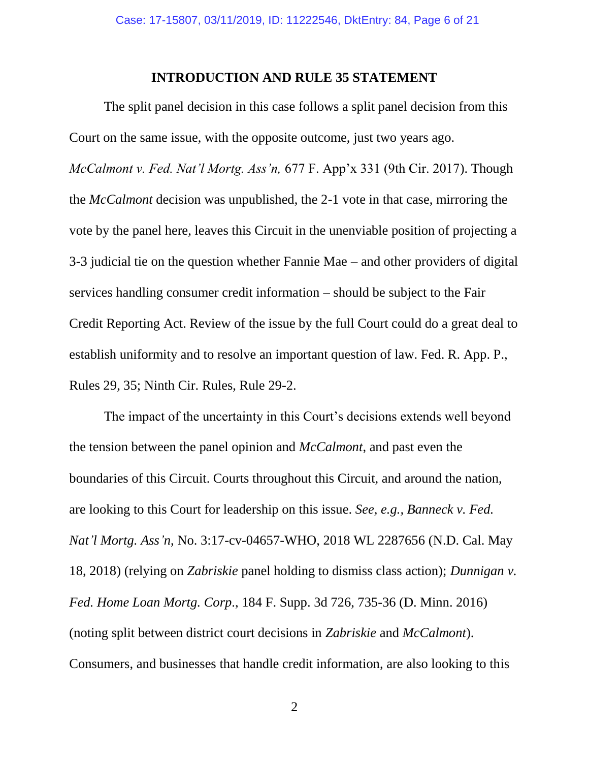## INTRODUCTION AND RULE 35 STATEMENT

The split panel decision in this case follows a split panel decision from this Court on the same issue, with the opposite outcome, just two years ago. *McCalmont v. Fed. Nat'l Mortg. Ass'n,* 677 F. App'x 331 (9th Cir. 2017). Though the *McCalmont* decision was unpublished, the 2-1 vote in that case, mirroring the vote by the panel here, leaves this Circuit in the unenviable position of projecting a 3-3 judicial tie on the question whether Fannie Mae – and other providers of digital services handling consumer credit information – should be subject to the Fair Credit Reporting Act. Review of the issue by the full Court could do a great deal to establish uniformity and to resolve an important question of law. Fed. R. App. P., Rules 29, 35; Ninth Cir. Rules, Rule 29-2.

The impact of the uncertainty in this Court's decisions extends well beyond the tension between the panel opinion and *McCalmont*, and past even the boundaries of this Circuit. Courts throughout this Circuit, and around the nation, are looking to this Court for leadership on this issue. *See, e.g., Banneck v. Fed. Nat'l Mortg. Ass'n*, No. 3:17-cv-04657-WHO, 2018 WL 2287656 (N.D. Cal. May 18, 2018) (relying on *Zabriskie* panel holding to dismiss class action); *Dunnigan v. Fed. Home Loan Mortg. Corp.*, 184 F. Supp. 3d 726, 735-36 (D. Minn. 2016) (noting split between district court decisions in *Zabriskie* and *McCalmont*). Consumers, and businesses that handle credit information, are also looking to this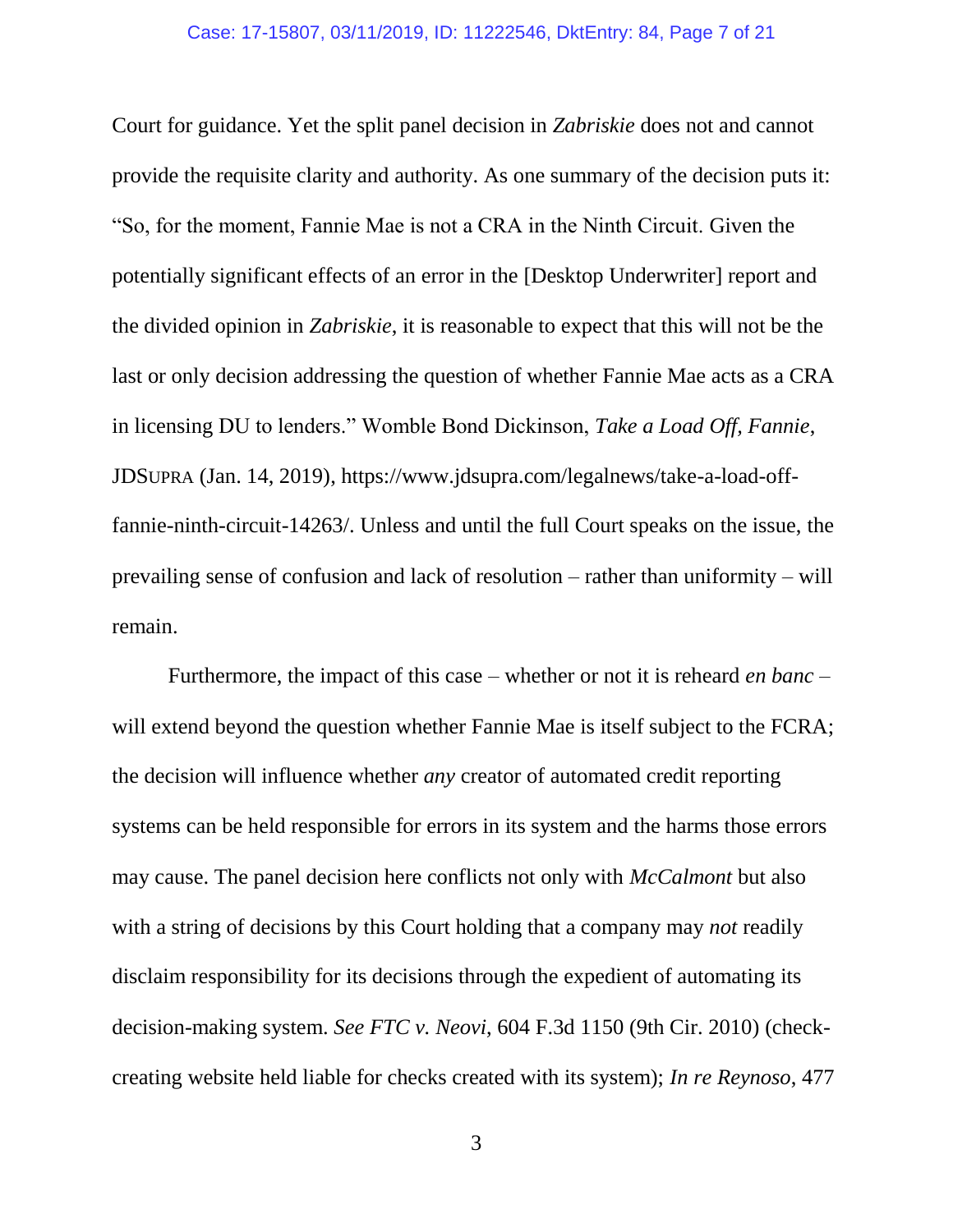Court for guidance. Yet the split panel decision in *Zabriskie* does not and cannot provide the requisite clarity and authority. As one summary of the decision puts it: "So, for the moment, Fannie Mae is not a CRA in the Ninth Circuit. Given the potentially significant effects of an error in the [Desktop Underwriter] report and the divided opinion in *Zabriskie*, it is reasonable to expect that this will not be the last or only decision addressing the question of whether Fannie Mae acts as a CRA in licensing DU to lenders." Womble Bond Dickinson, *Take a Load Off, Fannie*, JDSUPRA (Jan. 14, 2019), https://www.jdsupra.com/legalnews/take-a-load-off-fannie-ninth-circuit-14263/. Unless and until the full Court speaks on the issue, the prevailing sense of confusion and lack of resolution – rather than uniformity – will remain.

Furthermore, the impact of this case – whether or not it is reheard *en banc* – will extend beyond the question whether Fannie Mae is itself subject to the FCRA; the decision will influence whether *any* creator of automated credit reporting systems can be held responsible for errors in its system and the harms those errors may cause. The panel decision here conflicts not only with *McCalmont* but also with a string of decisions by this Court holding that a company may *not* readily disclaim responsibility for its decisions through the expedient of automating its decision-making system. *See FTC v. Neovi*, 604 F.3d 1150 (9th Cir. 2010) (check-creating website held liable for checks created with its system); *In re Reynoso*, 477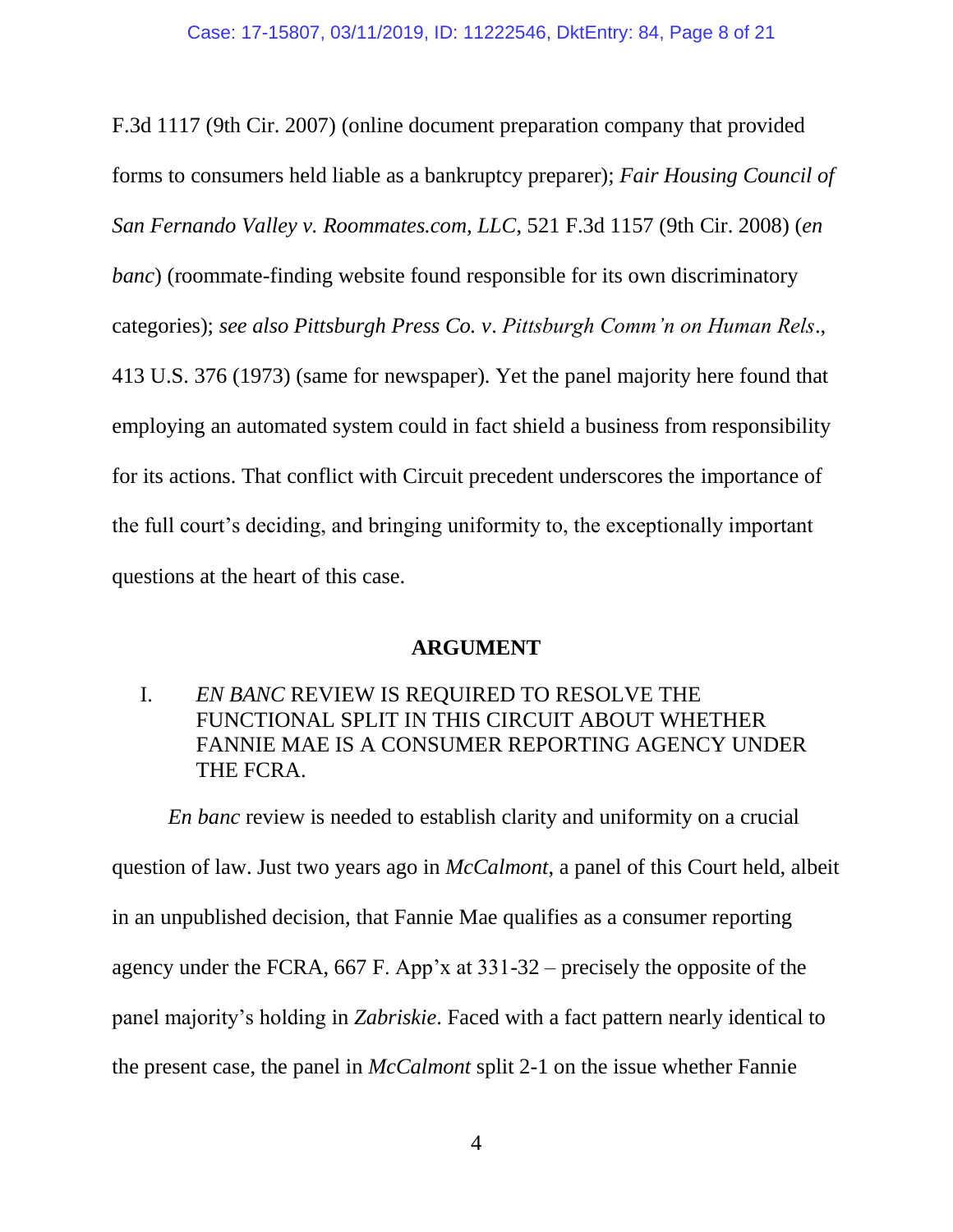F.3d 1117 (9th Cir. 2007) (online document preparation company that provided forms to consumers held liable as a bankruptcy preparer); *Fair Housing Council of San Fernando Valley v. Roommates.com, LLC*, 521 F.3d 1157 (9th Cir. 2008) (*en banc*) (roommate-finding website found responsible for its own discriminatory categories); *see also Pittsburgh Press Co. v. Pittsburgh Comm'n on Human Rels*., 413 U.S. 376 (1973) (same for newspaper). Yet the panel majority here found that employing an automated system could in fact shield a business from responsibility for its actions. That conflict with Circuit precedent underscores the importance of the full court's deciding, and bringing uniformity to, the exceptionally important questions at the heart of this case.

## ARGUMENT

### I. *EN BANC* REVIEW IS REQUIRED TO RESOLVE THE FUNCTIONAL SPLIT IN THIS CIRCUIT ABOUT WHETHER FANNIE MAE IS A CONSUMER REPORTING AGENCY UNDER THE FCRA.

*En banc* review is needed to establish clarity and uniformity on a crucial question of law. Just two years ago in *McCalmont*, a panel of this Court held, albeit in an unpublished decision, that Fannie Mae qualifies as a consumer reporting agency under the FCRA, 667 F. App'x at 331-32 – precisely the opposite of the panel majority's holding in *Zabriskie*. Faced with a fact pattern nearly identical to the present case, the panel in *McCalmont* split 2-1 on the issue whether Fannie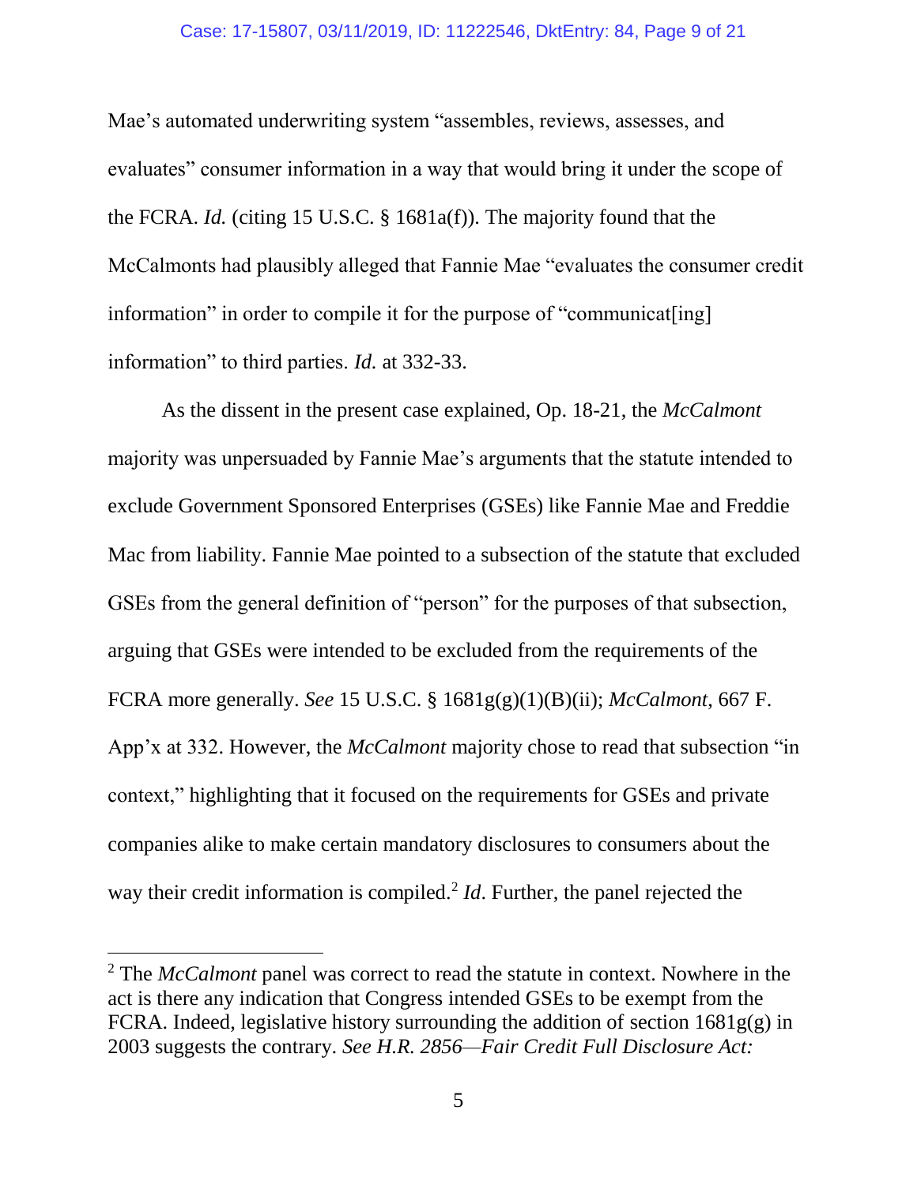Mae's automated underwriting system "assembles, reviews, assesses, and evaluates" consumer information in a way that would bring it under the scope of the FCRA. *Id.* (citing 15 U.S.C. § 1681a(f)). The majority found that the McCalmonts had plausibly alleged that Fannie Mae "evaluates the consumer credit information" in order to compile it for the purpose of "communicat[ing] information" to third parties. *Id.* at 332-33.

As the dissent in the present case explained, Op. 18-21, the *McCalmont* majority was unpersuaded by Fannie Mae's arguments that the statute intended to exclude Government Sponsored Enterprises (GSEs) like Fannie Mae and Freddie Mac from liability. Fannie Mae pointed to a subsection of the statute that excluded GSEs from the general definition of "person" for the purposes of that subsection, arguing that GSEs were intended to be excluded from the requirements of the FCRA more generally. *See* 15 U.S.C. § 1681g(g)(1)(B)(ii); *McCalmont*, 667 F. App'x at 332. However, the *McCalmont* majority chose to read that subsection "in context," highlighting that it focused on the requirements for GSEs and private companies alike to make certain mandatory disclosures to consumers about the way their credit information is compiled.[2] *Id*. Further, the panel rejected the

[2] The *McCalmont* panel was correct to read the statute in context. Nowhere in the act is there any indication that Congress intended GSEs to be exempt from the FCRA. Indeed, legislative history surrounding the addition of section 1681g(g) in 2003 suggests the contrary. *See H.R. 2856—Fair Credit Full Disclosure Act:*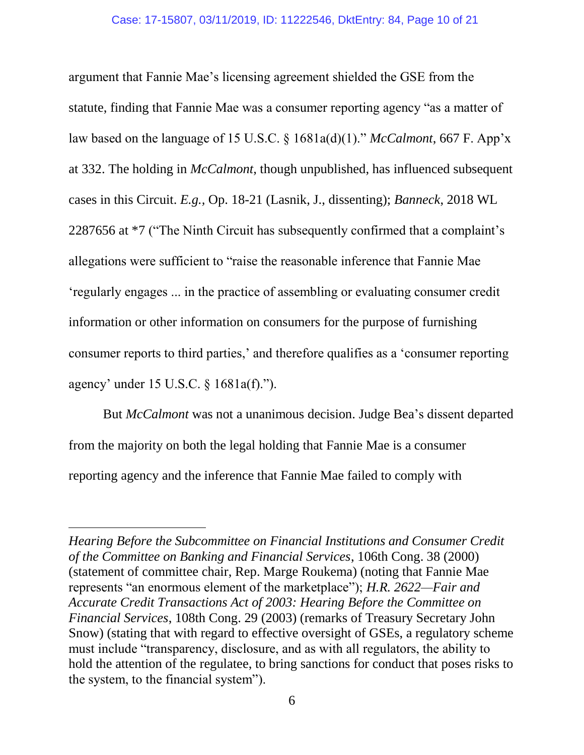argument that Fannie Mae's licensing agreement shielded the GSE from the statute, finding that Fannie Mae was a consumer reporting agency "as a matter of law based on the language of 15 U.S.C. § 1681a(d)(1)." *McCalmont*, 667 F. App'x at 332. The holding in *McCalmont*, though unpublished, has influenced subsequent cases in this Circuit. *E.g.*, Op. 18-21 (Lasnik, J., dissenting); *Banneck*, 2018 WL 2287656 at *7 ("The Ninth Circuit has subsequently confirmed that a complaint's allegations were sufficient to "raise the reasonable inference that Fannie Mae 'regularly engages ... in the practice of assembling or evaluating consumer credit information or other information on consumers for the purpose of furnishing consumer reports to third parties,' and therefore qualifies as a 'consumer reporting agency' under 15 U.S.C. § 1681a(f).").

But *McCalmont* was not a unanimous decision. Judge Bea's dissent departed from the majority on both the legal holding that Fannie Mae is a consumer reporting agency and the inference that Fannie Mae failed to comply with

---

*Hearing Before the Subcommittee on Financial Institutions and Consumer Credit of the Committee on Banking and Financial Services*, 106th Cong. 38 (2000) (statement of committee chair, Rep. Marge Roukema) (noting that Fannie Mae represents "an enormous element of the marketplace"); *H.R. 2622—Fair and Accurate Credit Transactions Act of 2003: Hearing Before the Committee on Financial Services*, 108th Cong. 29 (2003) (remarks of Treasury Secretary John Snow) (stating that with regard to effective oversight of GSEs, a regulatory scheme must include "transparency, disclosure, and as with all regulators, the ability to hold the attention of the regulatee, to bring sanctions for conduct that poses risks to the system, to the financial system").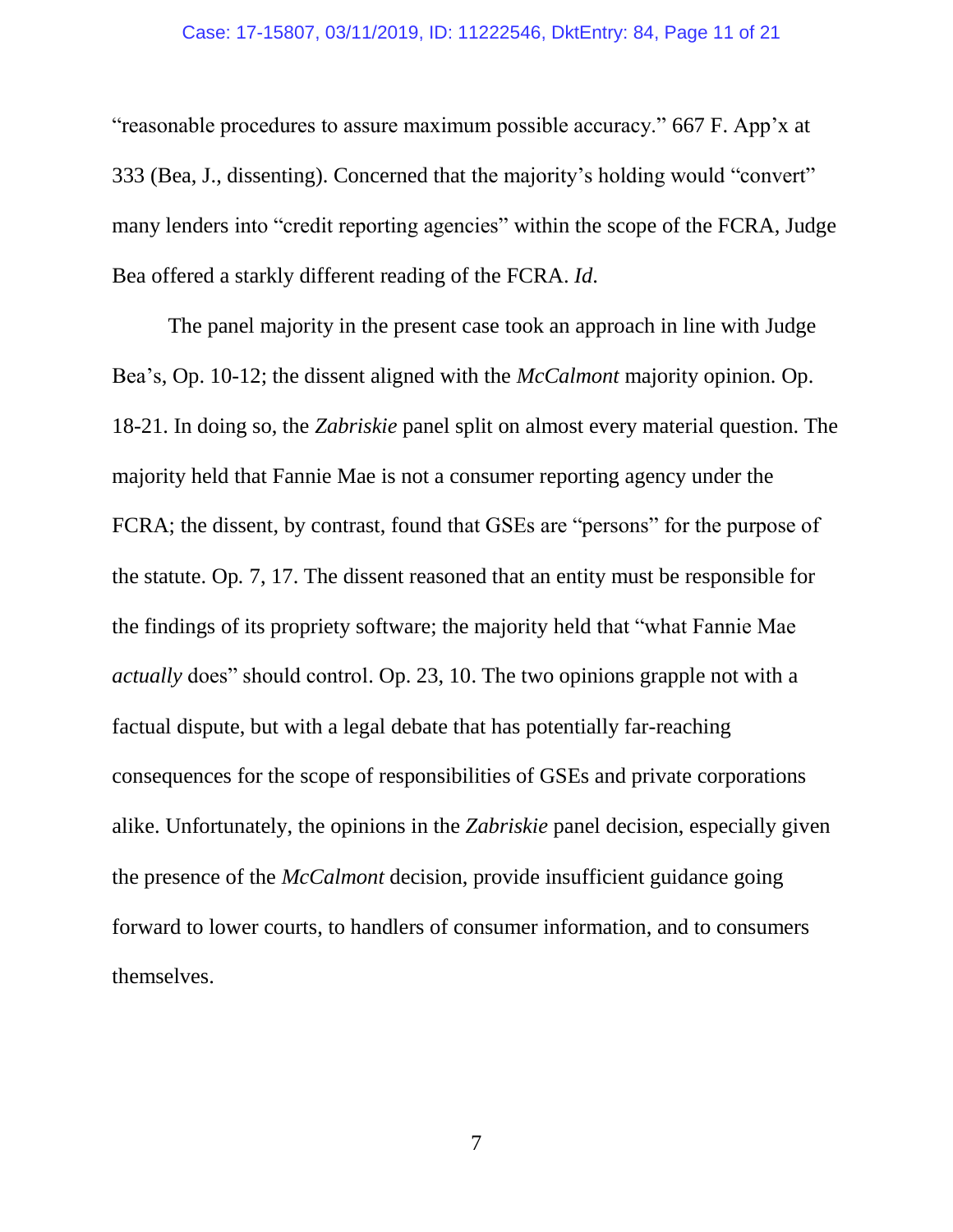"reasonable procedures to assure maximum possible accuracy." 667 F. App'x at 333 (Bea, J., dissenting). Concerned that the majority's holding would "convert" many lenders into "credit reporting agencies" within the scope of the FCRA, Judge Bea offered a starkly different reading of the FCRA. *Id.*

The panel majority in the present case took an approach in line with Judge Bea's, Op. 10-12; the dissent aligned with the *McCalmont* majority opinion. Op. 18-21. In doing so, the *Zabriskie* panel split on almost every material question. The majority held that Fannie Mae is not a consumer reporting agency under the FCRA; the dissent, by contrast, found that GSEs are "persons" for the purpose of the statute. Op. 7, 17. The dissent reasoned that an entity must be responsible for the findings of its propriety software; the majority held that "what Fannie Mae *actually* does" should control. Op. 23, 10. The two opinions grapple not with a factual dispute, but with a legal debate that has potentially far-reaching consequences for the scope of responsibilities of GSEs and private corporations alike. Unfortunately, the opinions in the *Zabriskie* panel decision, especially given the presence of the *McCalmont* decision, provide insufficient guidance going forward to lower courts, to handlers of consumer information, and to consumers themselves.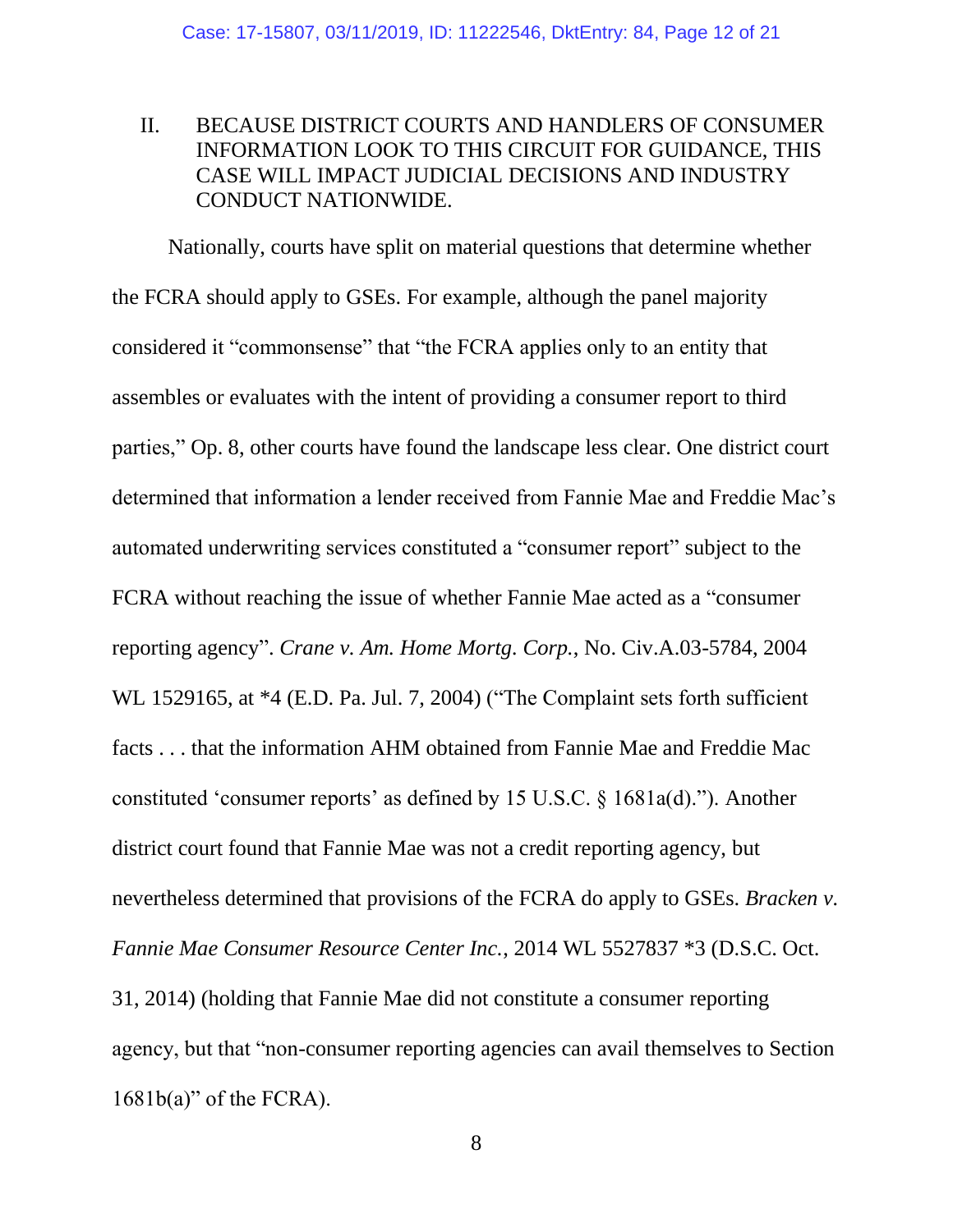## II. BECAUSE DISTRICT COURTS AND HANDLERS OF CONSUMER INFORMATION LOOK TO THIS CIRCUIT FOR GUIDANCE, THIS CASE WILL IMPACT JUDICIAL DECISIONS AND INDUSTRY CONDUCT NATIONWIDE.

Nationally, courts have split on material questions that determine whether the FCRA should apply to GSEs. For example, although the panel majority considered it "commonsense" that "the FCRA applies only to an entity that assembles or evaluates with the intent of providing a consumer report to third parties," Op. 8, other courts have found the landscape less clear. One district court determined that information a lender received from Fannie Mae and Freddie Mac's automated underwriting services constituted a "consumer report" subject to the FCRA without reaching the issue of whether Fannie Mae acted as a "consumer reporting agency". *Crane v. Am. Home Mortg. Corp.*, No. Civ.A.03-5784, 2004 WL 1529165, at *4 (E.D. Pa. Jul. 7, 2004) ("The Complaint sets forth sufficient facts . . . that the information AHM obtained from Fannie Mae and Freddie Mac constituted 'consumer reports' as defined by 15 U.S.C. § 1681a(d)."). Another district court found that Fannie Mae was not a credit reporting agency, but nevertheless determined that provisions of the FCRA do apply to GSEs. *Bracken v. Fannie Mae Consumer Resource Center Inc.*, 2014 WL 5527837 *3 (D.S.C. Oct. 31, 2014) (holding that Fannie Mae did not constitute a consumer reporting agency, but that "non-consumer reporting agencies can avail themselves to Section 1681b(a)" of the FCRA).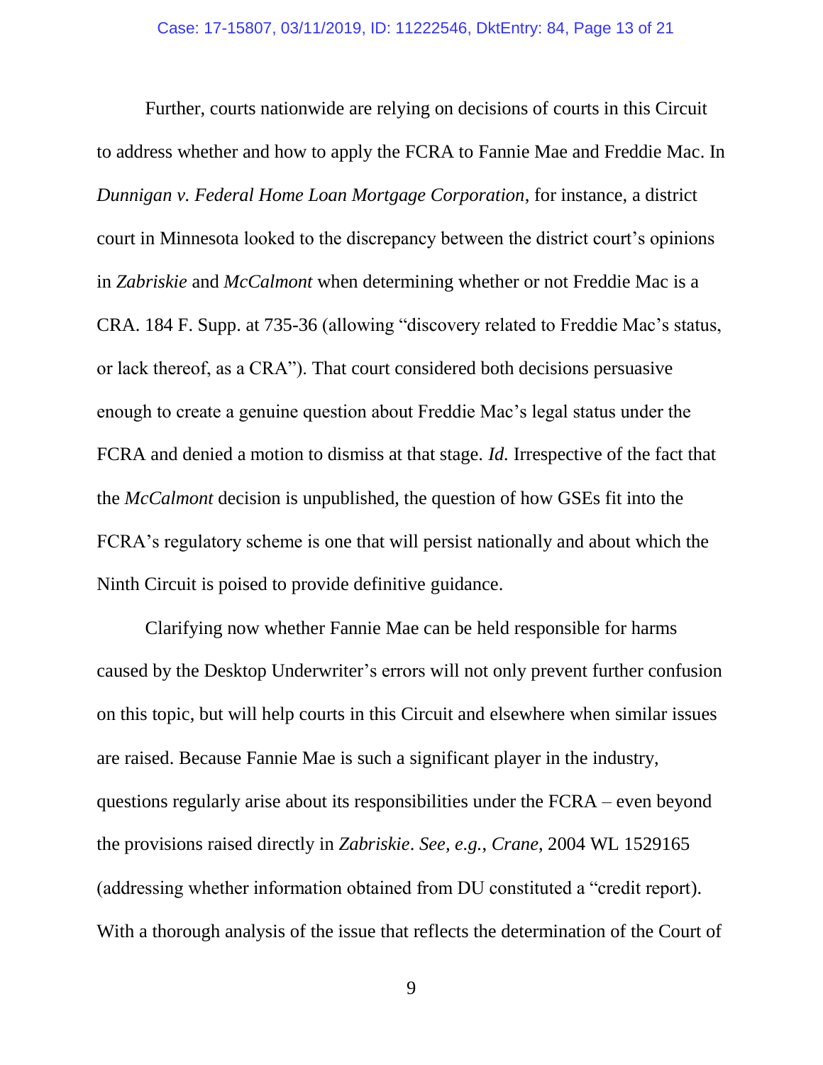Further, courts nationwide are relying on decisions of courts in this Circuit to address whether and how to apply the FCRA to Fannie Mae and Freddie Mac. In *Dunnigan v. Federal Home Loan Mortgage Corporation*, for instance, a district court in Minnesota looked to the discrepancy between the district court's opinions in *Zabriskie* and *McCalmont* when determining whether or not Freddie Mac is a CRA. 184 F. Supp. at 735-36 (allowing "discovery related to Freddie Mac's status, or lack thereof, as a CRA"). That court considered both decisions persuasive enough to create a genuine question about Freddie Mac's legal status under the FCRA and denied a motion to dismiss at that stage. *Id.* Irrespective of the fact that the *McCalmont* decision is unpublished, the question of how GSEs fit into the FCRA's regulatory scheme is one that will persist nationally and about which the Ninth Circuit is poised to provide definitive guidance.

Clarifying now whether Fannie Mae can be held responsible for harms caused by the Desktop Underwriter's errors will not only prevent further confusion on this topic, but will help courts in this Circuit and elsewhere when similar issues are raised. Because Fannie Mae is such a significant player in the industry, questions regularly arise about its responsibilities under the FCRA – even beyond the provisions raised directly in *Zabriskie*. *See, e.g.*, *Crane*, 2004 WL 1529165 (addressing whether information obtained from DU constituted a "credit report). With a thorough analysis of the issue that reflects the determination of the Court of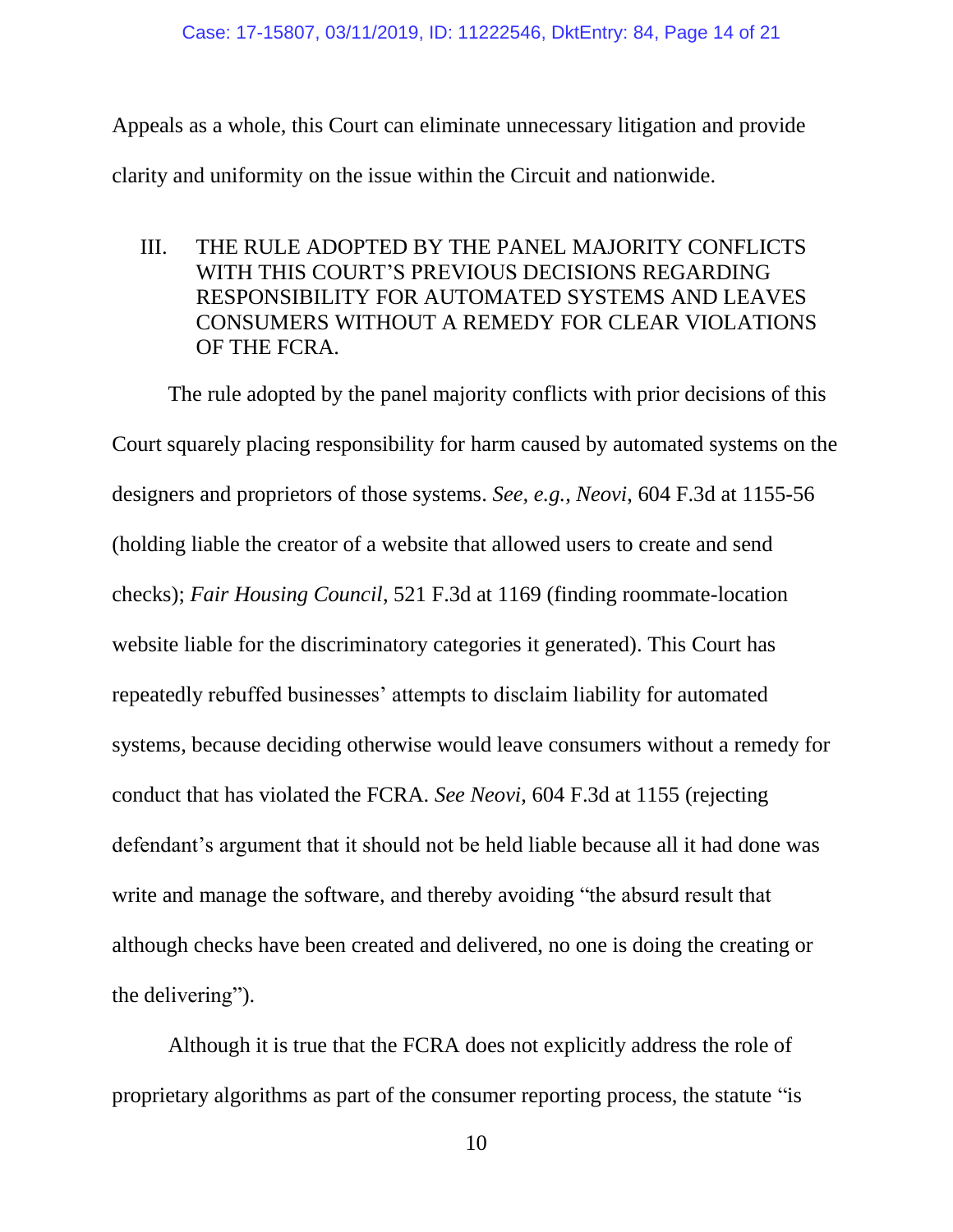Appeals as a whole, this Court can eliminate unnecessary litigation and provide clarity and uniformity on the issue within the Circuit and nationwide.

## III. THE RULE ADOPTED BY THE PANEL MAJORITY CONFLICTS WITH THIS COURT'S PREVIOUS DECISIONS REGARDING RESPONSIBILITY FOR AUTOMATED SYSTEMS AND LEAVES CONSUMERS WITHOUT A REMEDY FOR CLEAR VIOLATIONS OF THE FCRA.

The rule adopted by the panel majority conflicts with prior decisions of this Court squarely placing responsibility for harm caused by automated systems on the designers and proprietors of those systems. *See, e.g.*, *Neovi*, 604 F.3d at 1155-56 (holding liable the creator of a website that allowed users to create and send checks); *Fair Housing Council*, 521 F.3d at 1169 (finding roommate-location website liable for the discriminatory categories it generated). This Court has repeatedly rebuffed businesses' attempts to disclaim liability for automated systems, because deciding otherwise would leave consumers without a remedy for conduct that has violated the FCRA. *See Neovi*, 604 F.3d at 1155 (rejecting defendant's argument that it should not be held liable because all it had done was write and manage the software, and thereby avoiding "the absurd result that although checks have been created and delivered, no one is doing the creating or the delivering").

Although it is true that the FCRA does not explicitly address the role of proprietary algorithms as part of the consumer reporting process, the statute "is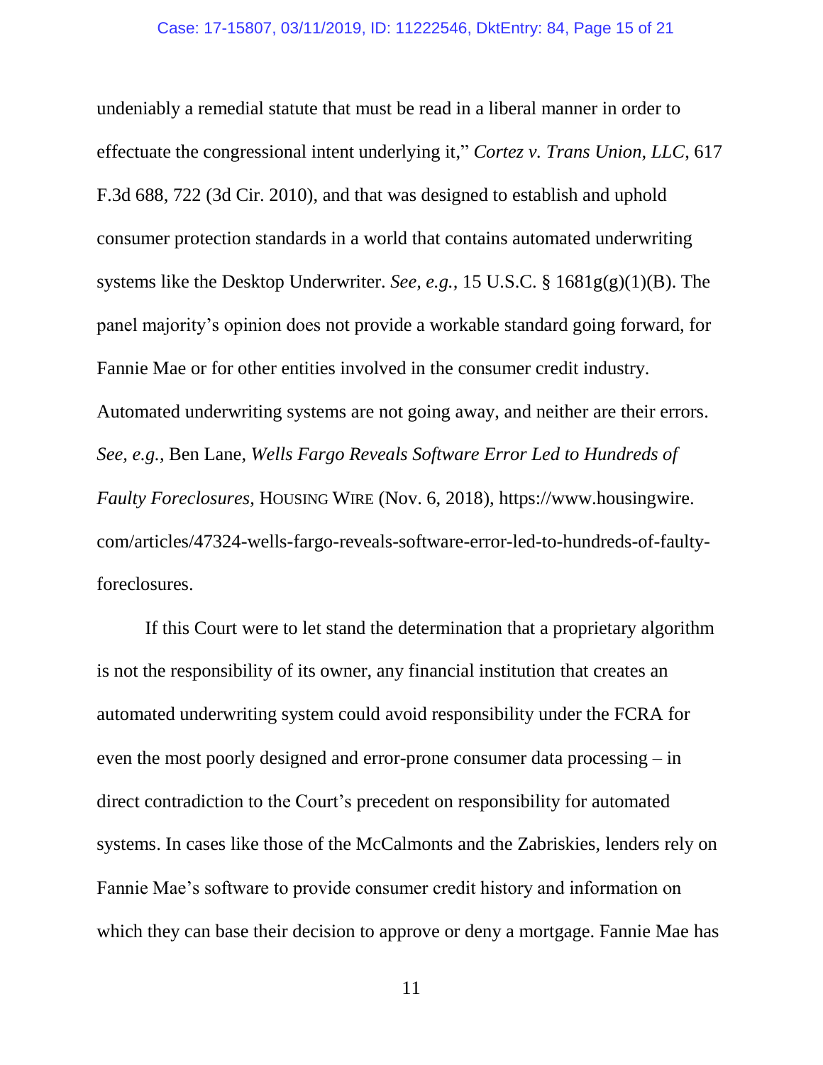undeniably a remedial statute that must be read in a liberal manner in order to effectuate the congressional intent underlying it," *Cortez v. Trans Union, LLC*, 617 F.3d 688, 722 (3d Cir. 2010), and that was designed to establish and uphold consumer protection standards in a world that contains automated underwriting systems like the Desktop Underwriter. *See, e.g.*, 15 U.S.C. § 1681g(g)(1)(B). The panel majority's opinion does not provide a workable standard going forward, for Fannie Mae or for other entities involved in the consumer credit industry. Automated underwriting systems are not going away, and neither are their errors. *See, e.g.*, Ben Lane, *Wells Fargo Reveals Software Error Led to Hundreds of Faulty Foreclosures*, HOUSING WIRE (Nov. 6, 2018), https://www.housingwire.com/articles/47324-wells-fargo-reveals-software-error-led-to-hundreds-of-faulty-foreclosures.

If this Court were to let stand the determination that a proprietary algorithm is not the responsibility of its owner, any financial institution that creates an automated underwriting system could avoid responsibility under the FCRA for even the most poorly designed and error-prone consumer data processing – in direct contradiction to the Court's precedent on responsibility for automated systems. In cases like those of the McCalmonts and the Zabriskies, lenders rely on Fannie Mae's software to provide consumer credit history and information on which they can base their decision to approve or deny a mortgage. Fannie Mae has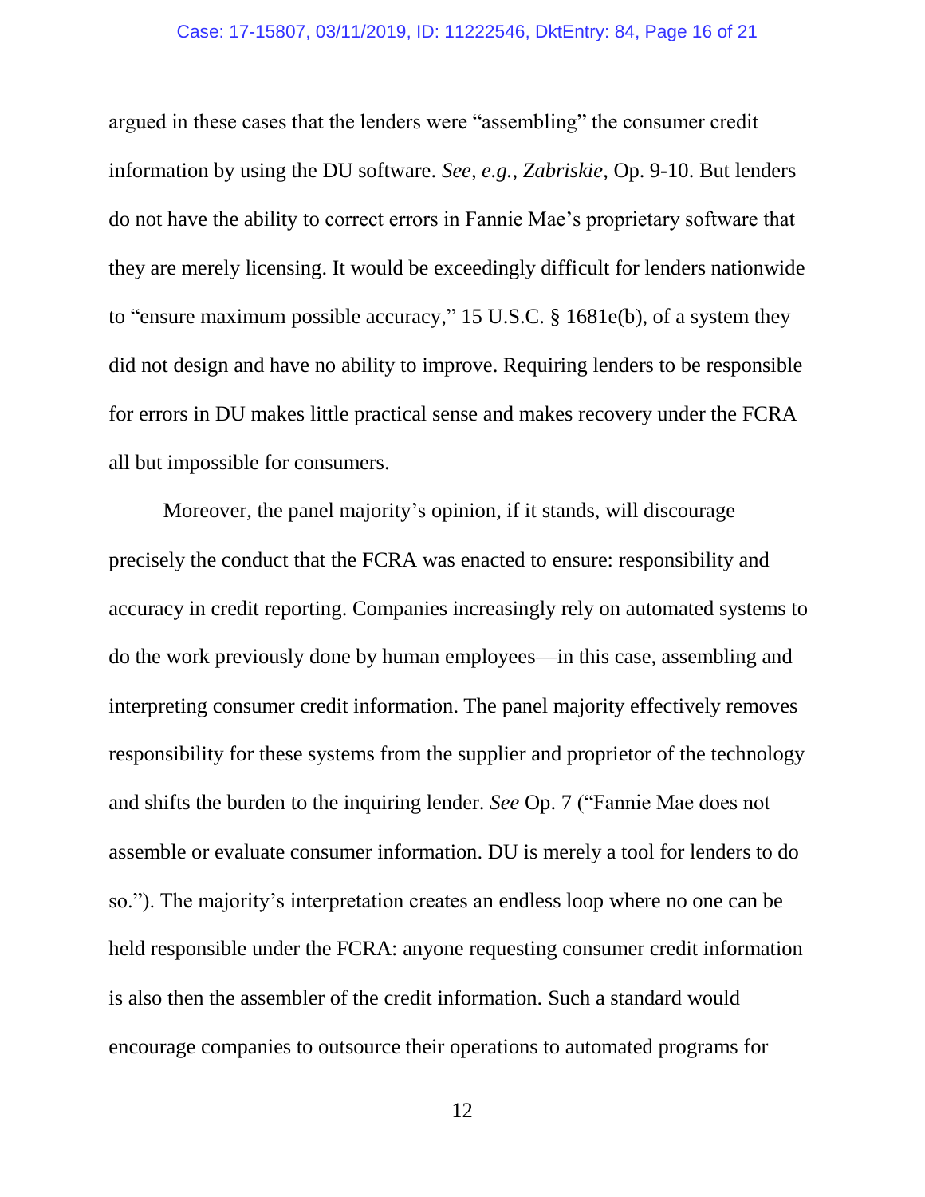argued in these cases that the lenders were "assembling" the consumer credit information by using the DU software. *See, e.g.*, *Zabriskie*, Op. 9-10. But lenders do not have the ability to correct errors in Fannie Mae's proprietary software that they are merely licensing. It would be exceedingly difficult for lenders nationwide to "ensure maximum possible accuracy," 15 U.S.C. § 1681e(b), of a system they did not design and have no ability to improve. Requiring lenders to be responsible for errors in DU makes little practical sense and makes recovery under the FCRA all but impossible for consumers.

Moreover, the panel majority's opinion, if it stands, will discourage precisely the conduct that the FCRA was enacted to ensure: responsibility and accuracy in credit reporting. Companies increasingly rely on automated systems to do the work previously done by human employees—in this case, assembling and interpreting consumer credit information. The panel majority effectively removes responsibility for these systems from the supplier and proprietor of the technology and shifts the burden to the inquiring lender. *See* Op. 7 ("Fannie Mae does not assemble or evaluate consumer information. DU is merely a tool for lenders to do so."). The majority's interpretation creates an endless loop where no one can be held responsible under the FCRA: anyone requesting consumer credit information is also then the assembler of the credit information. Such a standard would encourage companies to outsource their operations to automated programs for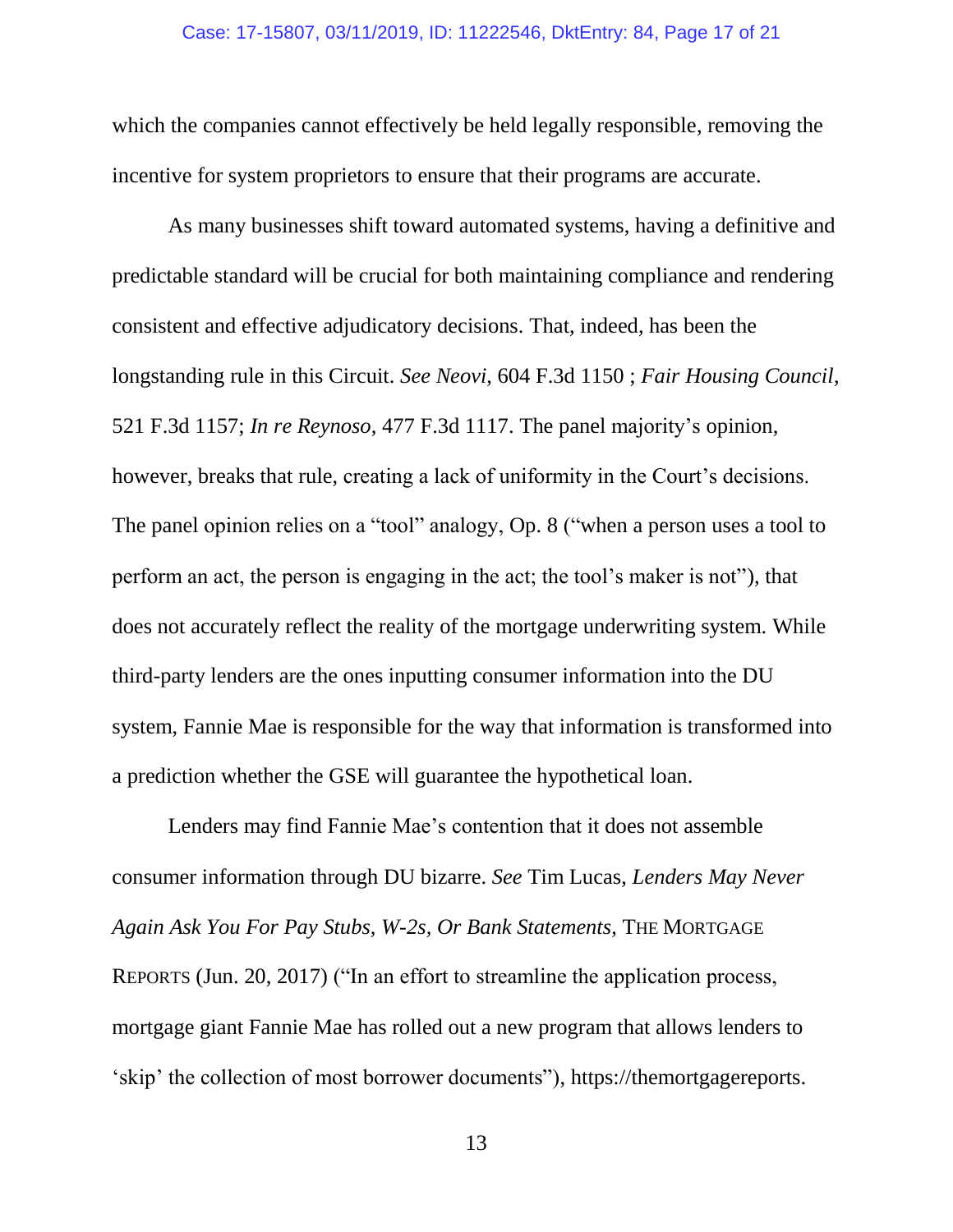which the companies cannot effectively be held legally responsible, removing the incentive for system proprietors to ensure that their programs are accurate.

As many businesses shift toward automated systems, having a definitive and predictable standard will be crucial for both maintaining compliance and rendering consistent and effective adjudicatory decisions. That, indeed, has been the longstanding rule in this Circuit. *See Neovi*, 604 F.3d 1150 ; *Fair Housing Council*, 521 F.3d 1157; *In re Reynoso*, 477 F.3d 1117. The panel majority's opinion, however, breaks that rule, creating a lack of uniformity in the Court's decisions. The panel opinion relies on a "tool" analogy, Op. 8 ("when a person uses a tool to perform an act, the person is engaging in the act; the tool's maker is not"), that does not accurately reflect the reality of the mortgage underwriting system. While third-party lenders are the ones inputting consumer information into the DU system, Fannie Mae is responsible for the way that information is transformed into a prediction whether the GSE will guarantee the hypothetical loan.

Lenders may find Fannie Mae's contention that it does not assemble consumer information through DU bizarre. *See* Tim Lucas, *Lenders May Never Again Ask You For Pay Stubs, W-2s, Or Bank Statements*, THE MORTGAGE REPORTS (Jun. 20, 2017) ("In an effort to streamline the application process, mortgage giant Fannie Mae has rolled out a new program that allows lenders to 'skip' the collection of most borrower documents"), https://themortgagereports.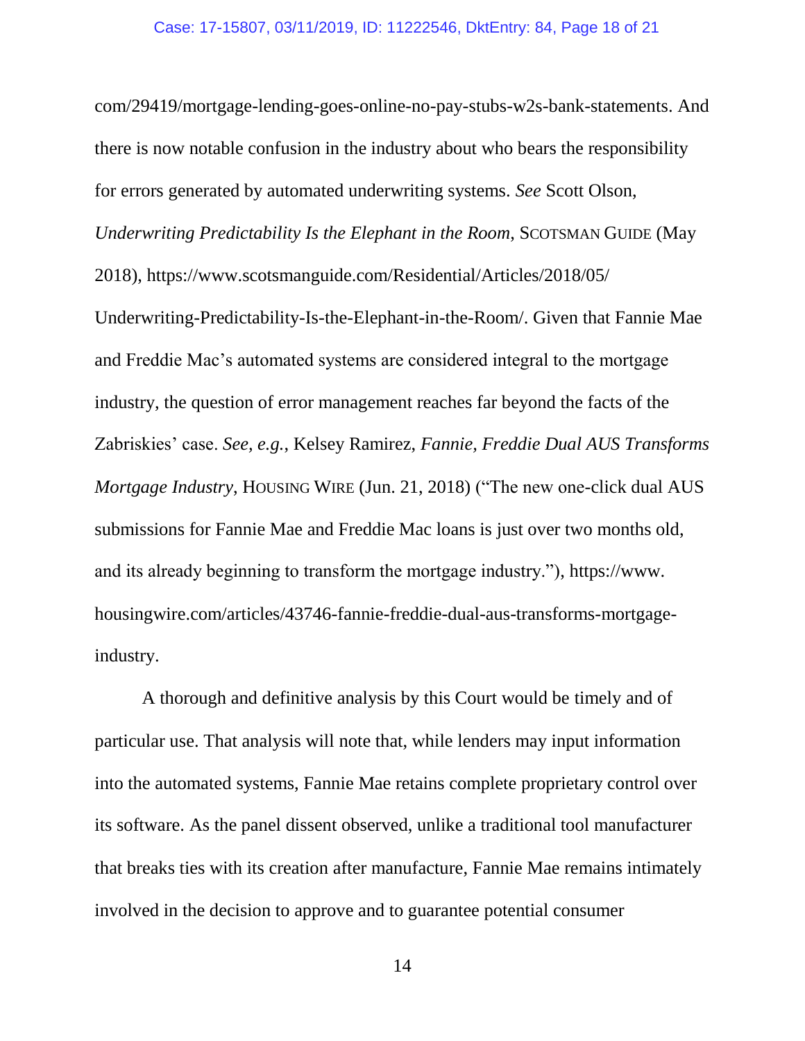com/29419/mortgage-lending-goes-online-no-pay-stubs-w2s-bank-statements. And there is now notable confusion in the industry about who bears the responsibility for errors generated by automated underwriting systems. *See* Scott Olson, *Underwriting Predictability Is the Elephant in the Room*, SCOTSMAN GUIDE (May 2018), https://www.scotsmanguide.com/Residential/Articles/2018/05/Underwriting-Predictability-Is-the-Elephant-in-the-Room/. Given that Fannie Mae and Freddie Mac's automated systems are considered integral to the mortgage industry, the question of error management reaches far beyond the facts of the Zabriskies' case. *See, e.g.*, Kelsey Ramirez, *Fannie, Freddie Dual AUS Transforms Mortgage Industry*, HOUSING WIRE (Jun. 21, 2018) ("The new one-click dual AUS submissions for Fannie Mae and Freddie Mac loans is just over two months old, and its already beginning to transform the mortgage industry."), https://www.housingwire.com/articles/43746-fannie-freddie-dual-aus-transforms-mortgage-industry.

A thorough and definitive analysis by this Court would be timely and of particular use. That analysis will note that, while lenders may input information into the automated systems, Fannie Mae retains complete proprietary control over its software. As the panel dissent observed, unlike a traditional tool manufacturer that breaks ties with its creation after manufacture, Fannie Mae remains intimately involved in the decision to approve and to guarantee potential consumer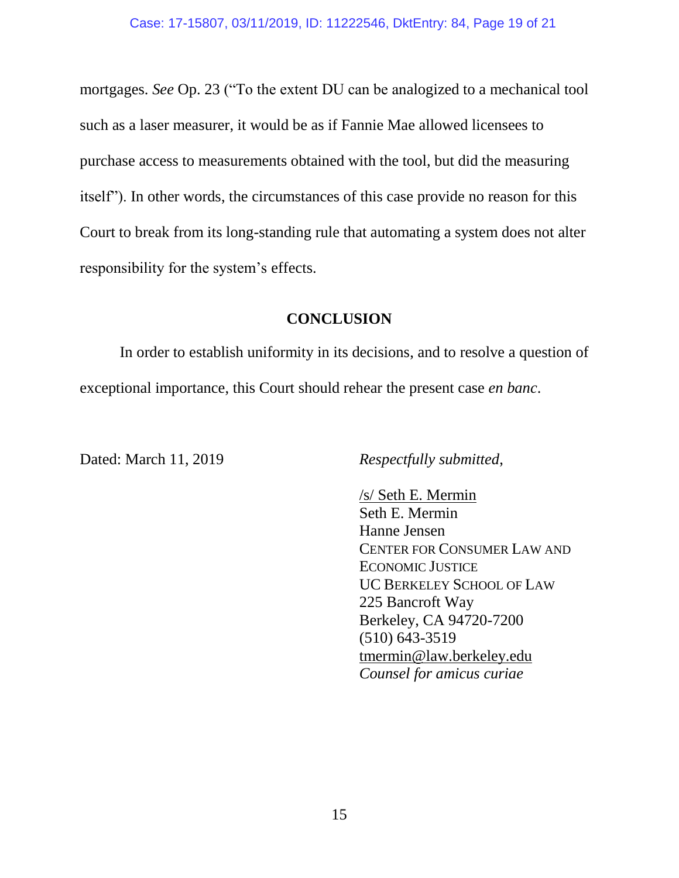mortgages. *See* Op. 23 ("To the extent DU can be analogized to a mechanical tool such as a laser measurer, it would be as if Fannie Mae allowed licensees to purchase access to measurements obtained with the tool, but did the measuring itself"). In other words, the circumstances of this case provide no reason for this Court to break from its long-standing rule that automating a system does not alter responsibility for the system's effects.

## CONCLUSION

In order to establish uniformity in its decisions, and to resolve a question of exceptional importance, this Court should rehear the present case *en banc*.

Dated: March 11, 2019

*Respectfully submitted,*

/s/ Seth E. Mermin
Seth E. Mermin
Hanne Jensen
CENTER FOR CONSUMER LAW AND ECONOMIC JUSTICE
UC BERKELEY SCHOOL OF LAW
225 Bancroft Way
Berkeley, CA 94720-7200
(510) 643-3519
tmermin@law.berkeley.edu
*Counsel for amicus curiae*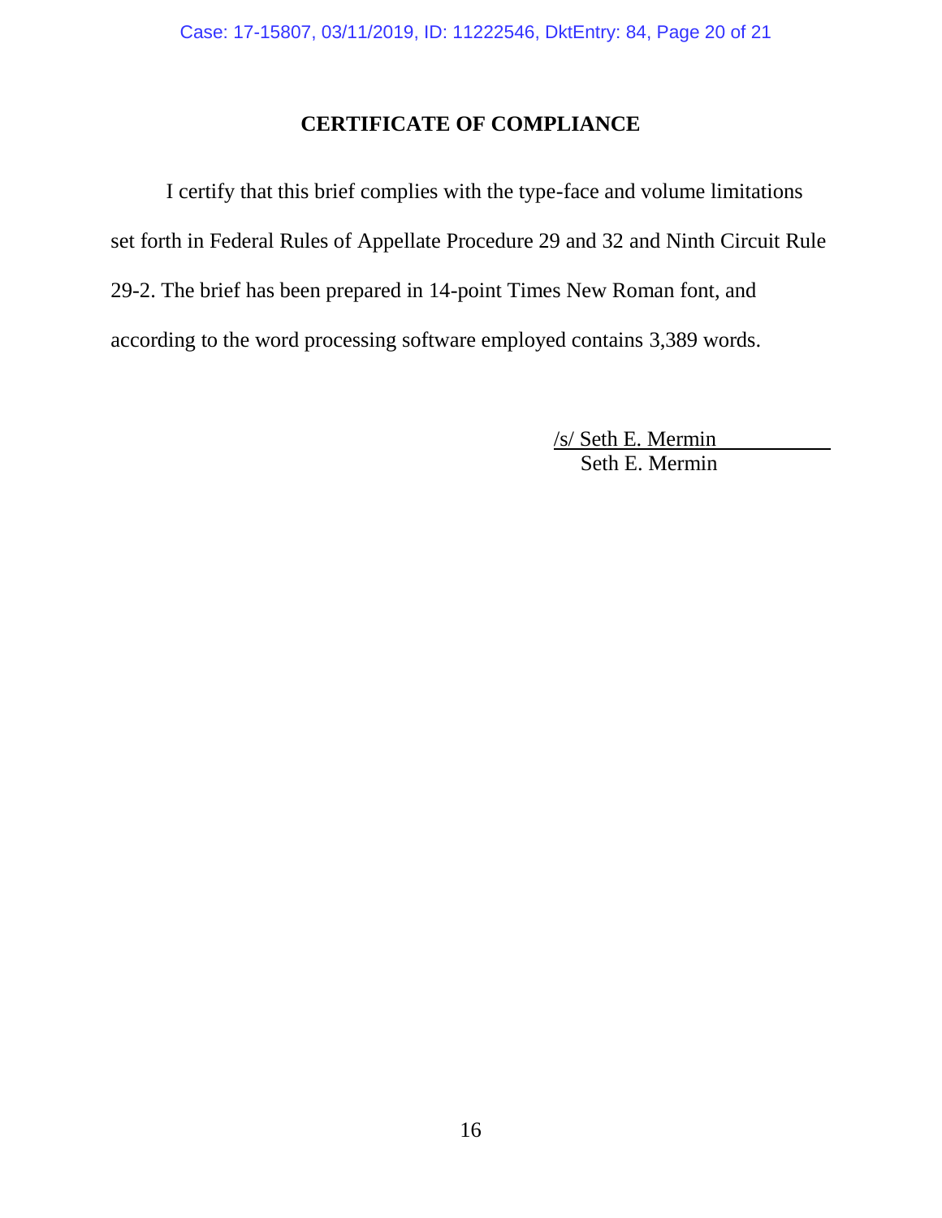## CERTIFICATE OF COMPLIANCE

I certify that this brief complies with the type-face and volume limitations set forth in Federal Rules of Appellate Procedure 29 and 32 and Ninth Circuit Rule 29-2. The brief has been prepared in 14-point Times New Roman font, and according to the word processing software employed contains 3,389 words.

/s/ Seth E. Mermin
Seth E. Mermin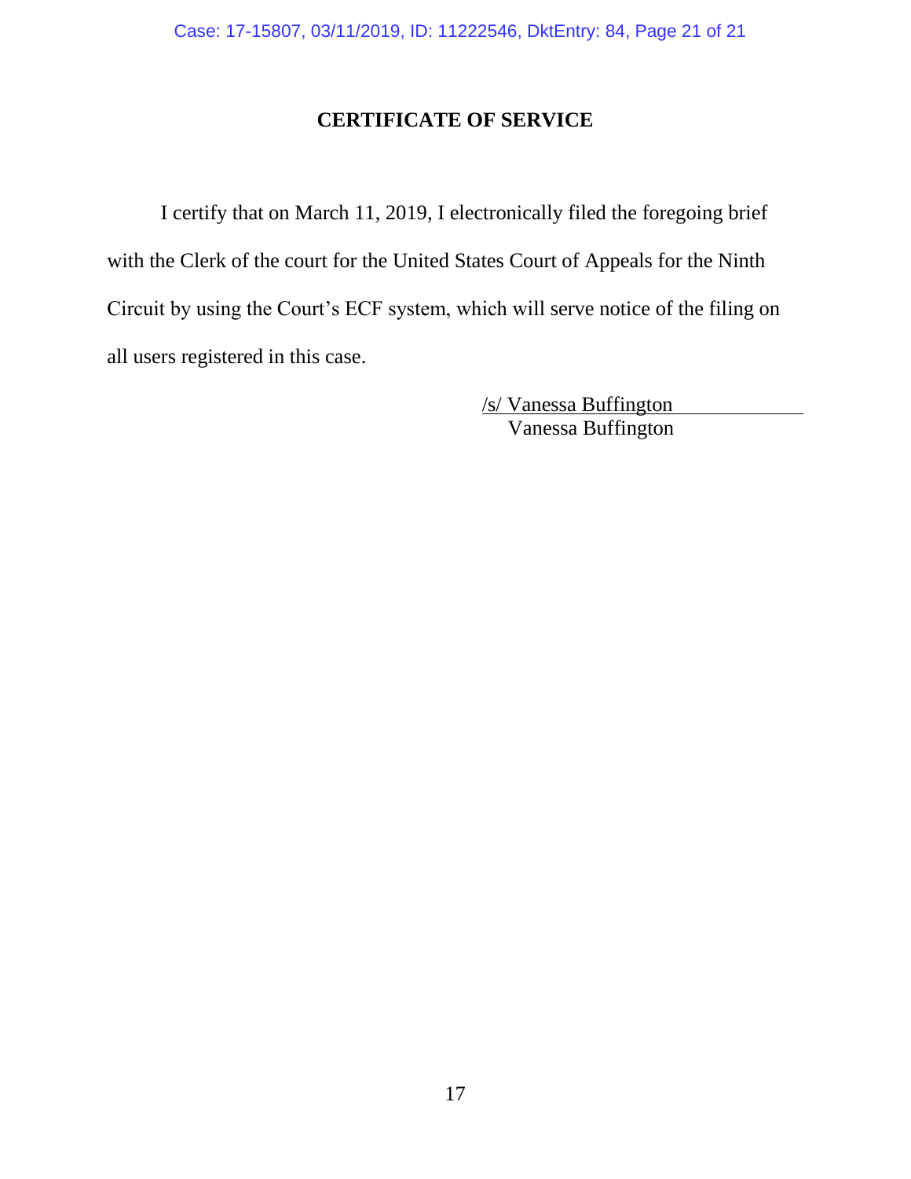## CERTIFICATE OF SERVICE

I certify that on March 11, 2019, I electronically filed the foregoing brief with the Clerk of the court for the United States Court of Appeals for the Ninth Circuit by using the Court's ECF system, which will serve notice of the filing on all users registered in this case.

/s/ Vanessa Buffington
Vanessa Buffington